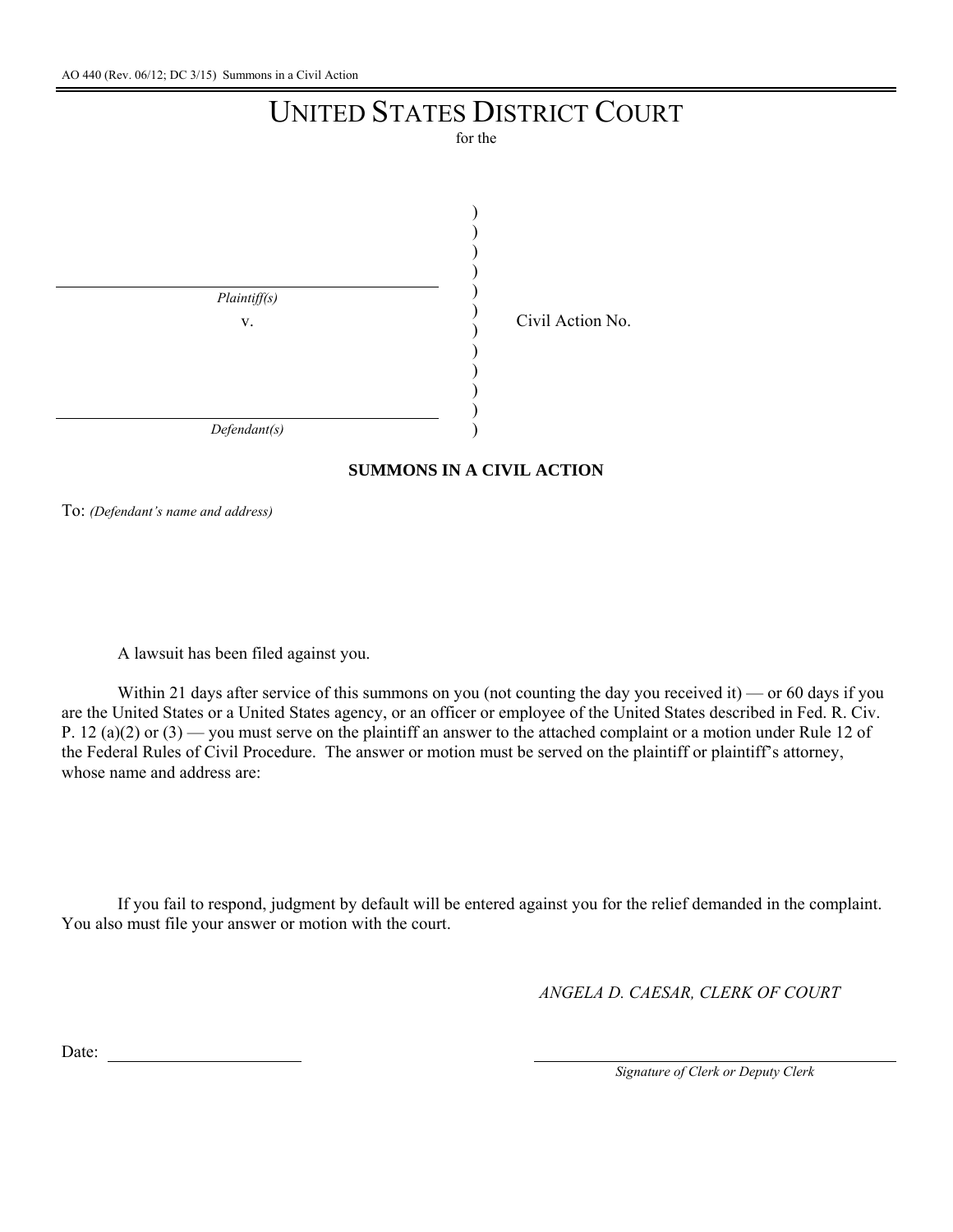AO 440 (Rev. 06/12; DC 3/15) Summons in a Civil Action

# UNITED STATES DISTRICT COURT

for the

| | | |
|---|---|---|
| _______________________________ *Plaintiff(s)* | ) | |
| v. | ) | Civil Action No. |
| _______________________________ *Defendant(s)* | ) | |

**SUMMONS IN A CIVIL ACTION**

To: *(Defendant's name and address)*

A lawsuit has been filed against you.

Within 21 days after service of this summons on you (not counting the day you received it) — or 60 days if you are the United States or a United States agency, or an officer or employee of the United States described in Fed. R. Civ. P. 12 (a)(2) or (3) — you must serve on the plaintiff an answer to the attached complaint or a motion under Rule 12 of the Federal Rules of Civil Procedure. The answer or motion must be served on the plaintiff or plaintiff's attorney, whose name and address are:

If you fail to respond, judgment by default will be entered against you for the relief demanded in the complaint. You also must file your answer or motion with the court.

*ANGELA D. CAESAR, CLERK OF COURT*

Date: ____________________

____________________________________
*Signature of Clerk or Deputy Clerk*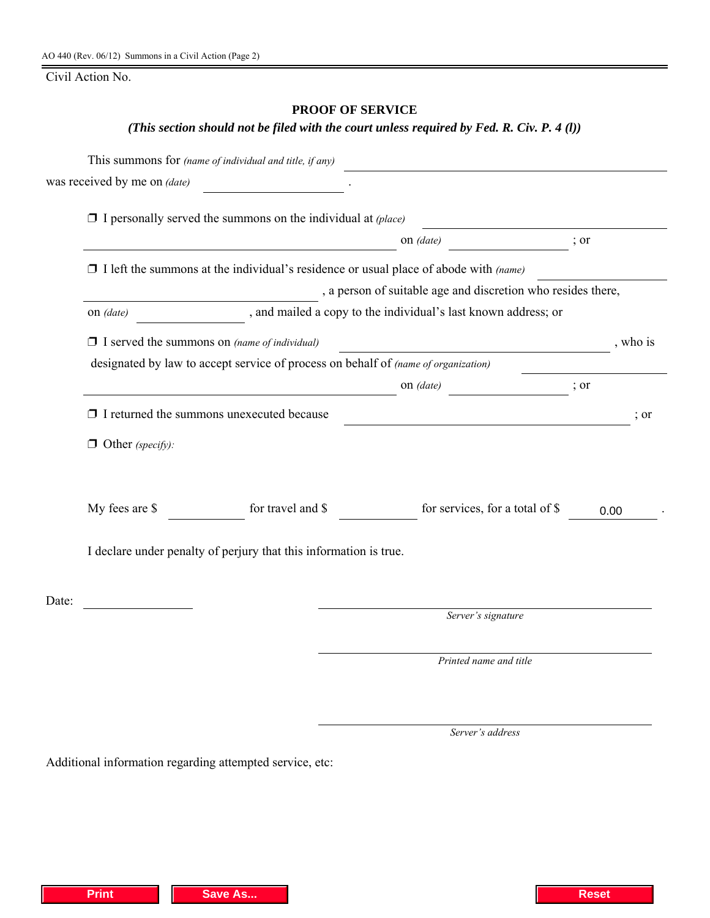Civil Action No.

## PROOF OF SERVICE

***(This section should not be filed with the court unless required by Fed. R. Civ. P. 4 (l))***

This summons for *(name of individual and title, if any)* ______________________________

was received by me on *(date)* ______________ .

❒ I personally served the summons on the individual at *(place)* ______________________________

______________________________ on *(date)* ______________ ; or

❒ I left the summons at the individual's residence or usual place of abode with *(name)* ______________

______________________________ , a person of suitable age and discretion who resides there,

on *(date)* ______________ , and mailed a copy to the individual's last known address; or

❒ I served the summons on *(name of individual)* ______________________________ , who is

designated by law to accept service of process on behalf of *(name of organization)* ______________

______________________________ on *(date)* ______________ ; or

❒ I returned the summons unexecuted because ______________________________ ; or

❒ Other *(specify)*:

My fees are $ ________ for travel and $ ________ for services, for a total of $ 0.00 .

I declare under penalty of perjury that this information is true.

Date: ______________

______________________________
*Server's signature*

______________________________
*Printed name and title*

______________________________
*Server's address*

Additional information regarding attempted service, etc: